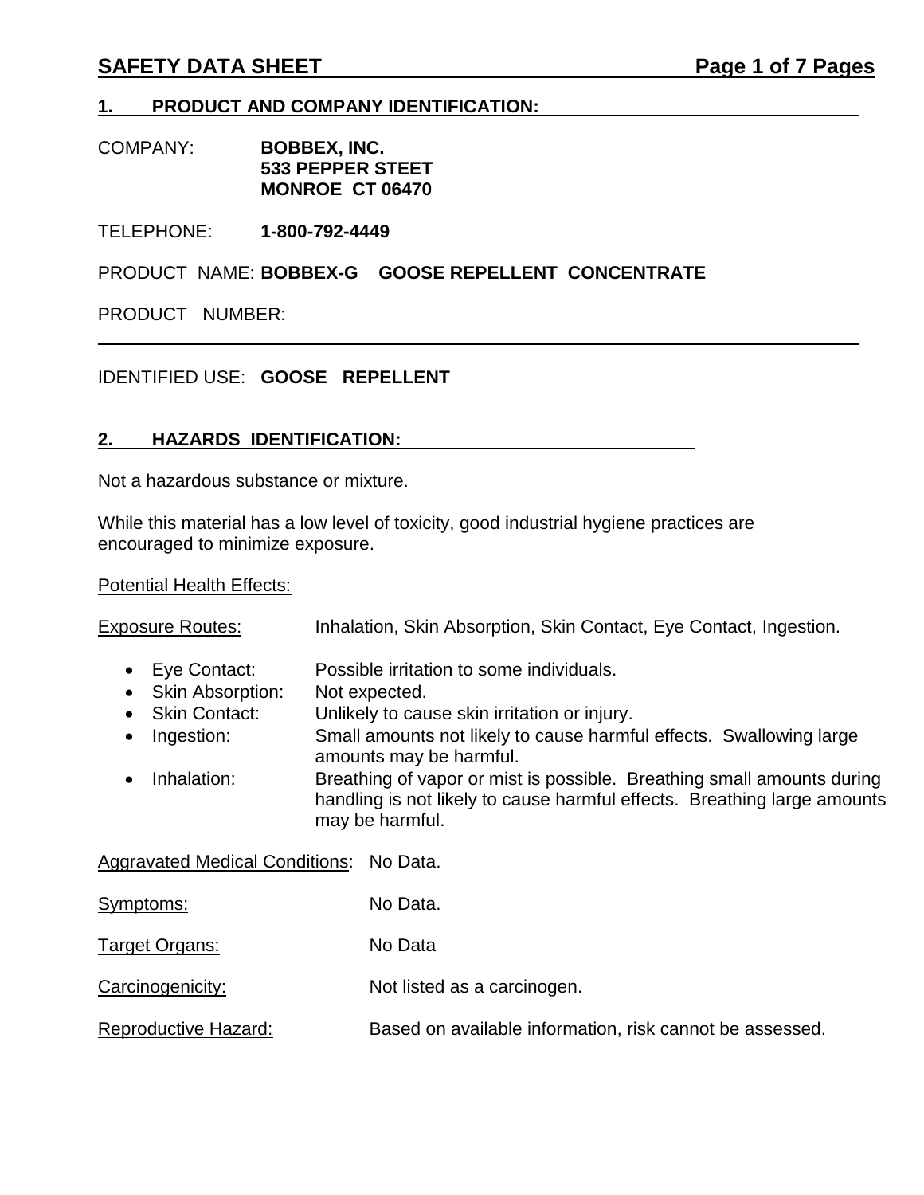# SAFETY DATA SHEET

## 1. PRODUCT AND COMPANY IDENTIFICATION:

COMPANY: **BOBBEX, INC.**
**533 PEPPER STEET**
**MONROE CT 06470**

TELEPHONE: **1-800-792-4449**

PRODUCT NAME: **BOBBEX-G GOOSE REPELLENT CONCENTRATE**

PRODUCT NUMBER:

---

IDENTIFIED USE: **GOOSE REPELLENT**

## 2. HAZARDS IDENTIFICATION:

Not a hazardous substance or mixture.

While this material has a low level of toxicity, good industrial hygiene practices are encouraged to minimize exposure.

Potential Health Effects:

Exposure Routes: Inhalation, Skin Absorption, Skin Contact, Eye Contact, Ingestion.

- Eye Contact: Possible irritation to some individuals.
- Skin Absorption: Not expected.
- Skin Contact: Unlikely to cause skin irritation or injury.
- Ingestion: Small amounts not likely to cause harmful effects. Swallowing large amounts may be harmful.
- Inhalation: Breathing of vapor or mist is possible. Breathing small amounts during handling is not likely to cause harmful effects. Breathing large amounts may be harmful.

Aggravated Medical Conditions: No Data.

Symptoms: No Data.

Target Organs: No Data

Carcinogenicity: Not listed as a carcinogen.

Reproductive Hazard: Based on available information, risk cannot be assessed.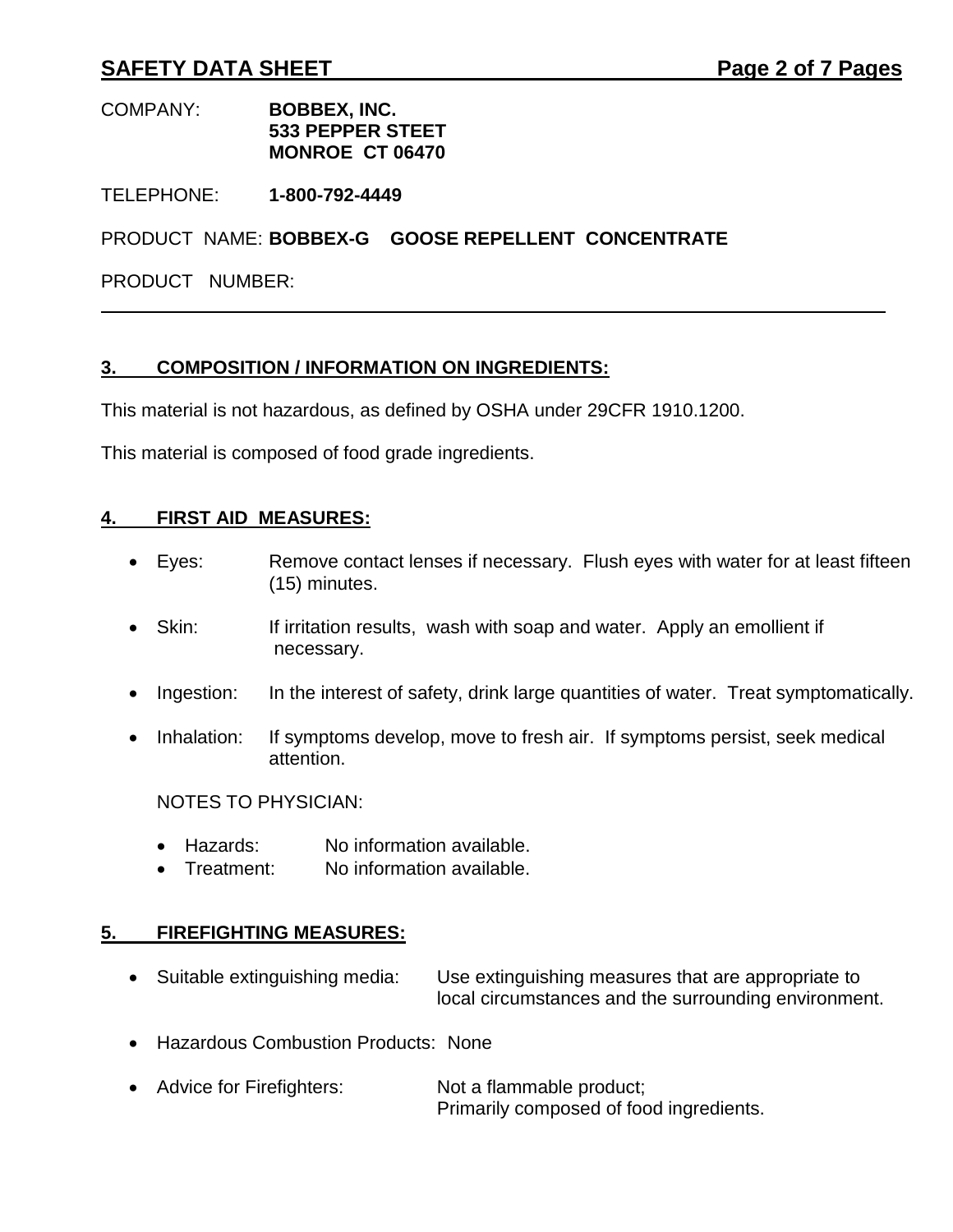COMPANY: **BOBBEX, INC.**
**533 PEPPER STEET**
**MONROE CT 06470**

TELEPHONE: **1-800-792-4449**

PRODUCT NAME: **BOBBEX-G GOOSE REPELLENT CONCENTRATE**

PRODUCT NUMBER:

---

## 3. COMPOSITION / INFORMATION ON INGREDIENTS:

This material is not hazardous, as defined by OSHA under 29CFR 1910.1200.

This material is composed of food grade ingredients.

## 4. FIRST AID MEASURES:

- Eyes: Remove contact lenses if necessary. Flush eyes with water for at least fifteen (15) minutes.
- Skin: If irritation results, wash with soap and water. Apply an emollient if necessary.
- Ingestion: In the interest of safety, drink large quantities of water. Treat symptomatically.
- Inhalation: If symptoms develop, move to fresh air. If symptoms persist, seek medical attention.

NOTES TO PHYSICIAN:

- Hazards: No information available.
- Treatment: No information available.

## 5. FIREFIGHTING MEASURES:

- Suitable extinguishing media: Use extinguishing measures that are appropriate to local circumstances and the surrounding environment.
- Hazardous Combustion Products: None
- Advice for Firefighters: Not a flammable product; Primarily composed of food ingredients.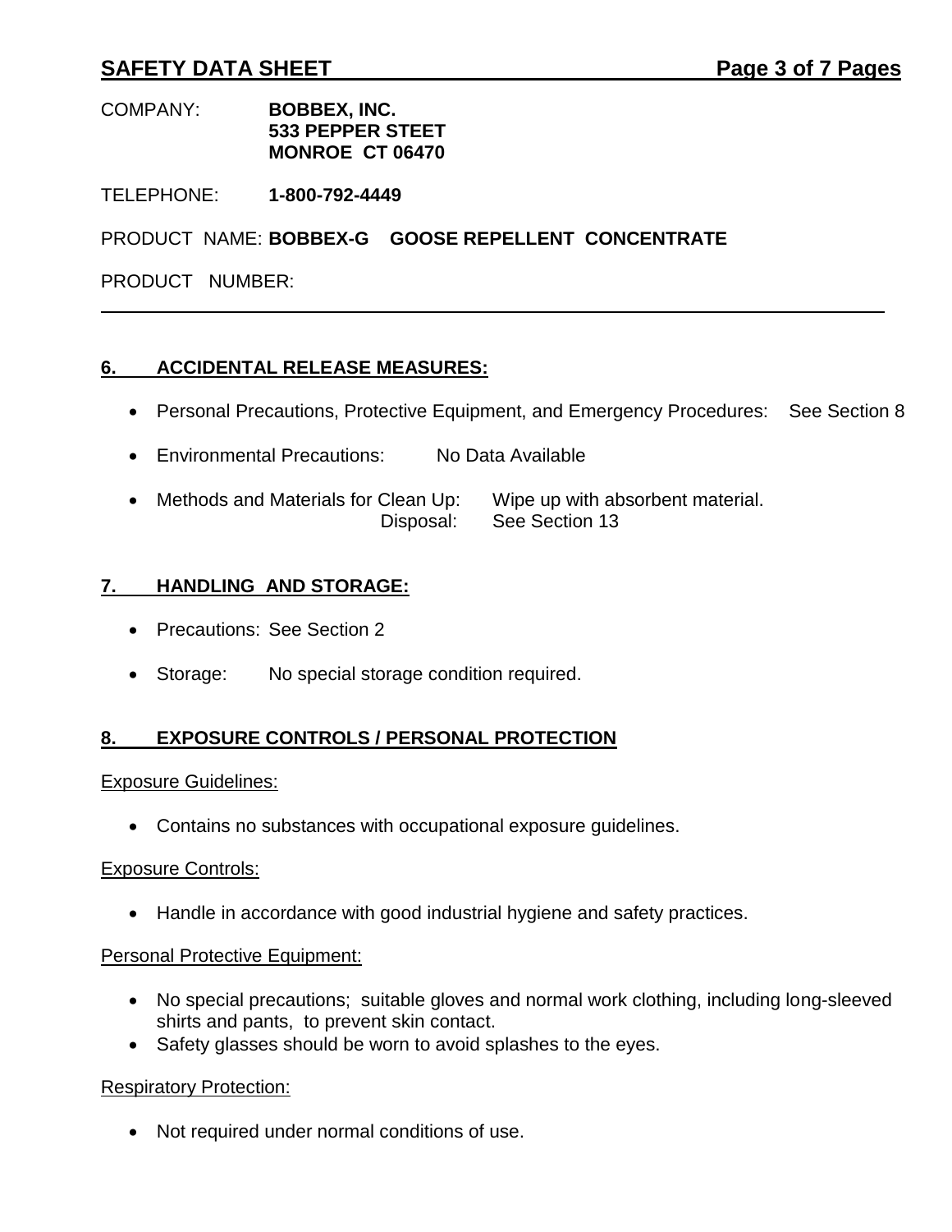COMPANY: **BOBBEX, INC.**
**533 PEPPER STEET**
**MONROE CT 06470**

TELEPHONE: **1-800-792-4449**

PRODUCT NAME: **BOBBEX-G GOOSE REPELLENT CONCENTRATE**

PRODUCT NUMBER:

---

## 6. ACCIDENTAL RELEASE MEASURES:

- Personal Precautions, Protective Equipment, and Emergency Procedures: See Section 8
- Environmental Precautions: No Data Available
- Methods and Materials for Clean Up: Wipe up with absorbent material.
  Disposal: See Section 13

## 7. HANDLING AND STORAGE:

- Precautions: See Section 2
- Storage: No special storage condition required.

## 8. EXPOSURE CONTROLS / PERSONAL PROTECTION

Exposure Guidelines:

- Contains no substances with occupational exposure guidelines.

Exposure Controls:

- Handle in accordance with good industrial hygiene and safety practices.

Personal Protective Equipment:

- No special precautions; suitable gloves and normal work clothing, including long-sleeved shirts and pants, to prevent skin contact.
- Safety glasses should be worn to avoid splashes to the eyes.

Respiratory Protection:

- Not required under normal conditions of use.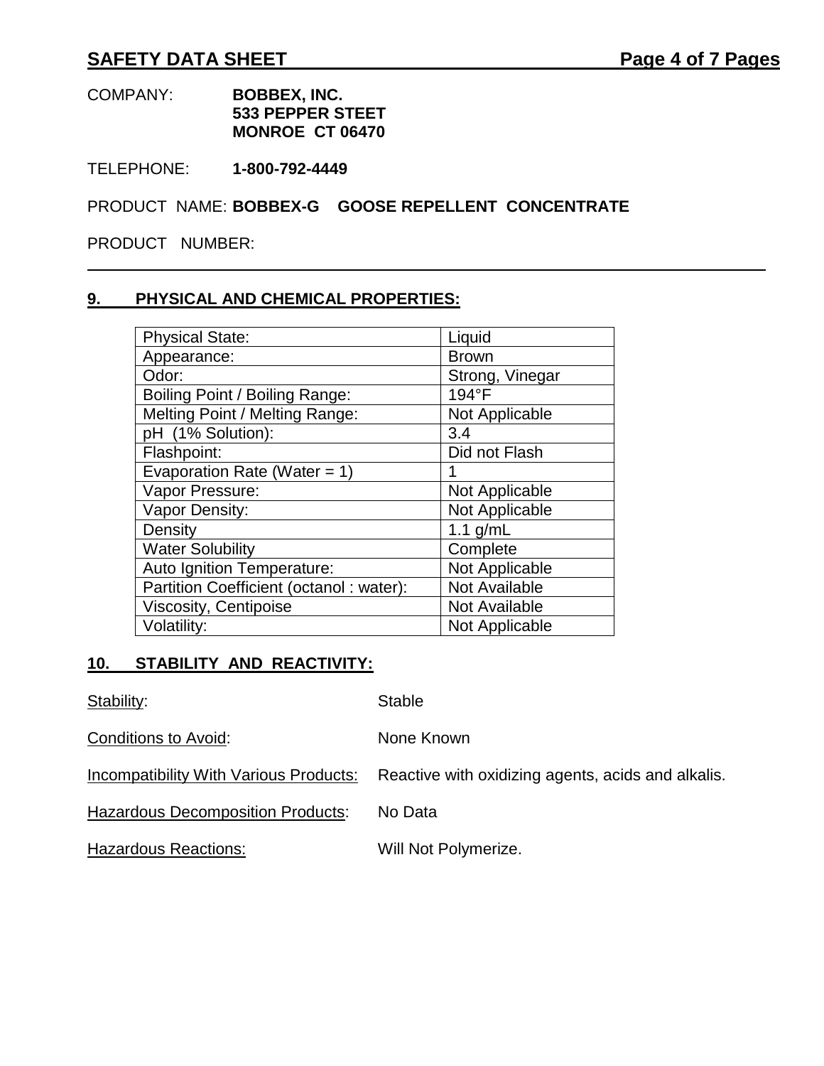COMPANY: **BOBBEX, INC.**
**533 PEPPER STEET**
**MONROE CT 06470**

TELEPHONE: **1-800-792-4449**

PRODUCT NAME: **BOBBEX-G GOOSE REPELLENT CONCENTRATE**

PRODUCT NUMBER:

---

## 9. PHYSICAL AND CHEMICAL PROPERTIES:

| Property | Value |
|---|---|
| Physical State: | Liquid |
| Appearance: | Brown |
| Odor: | Strong, Vinegar |
| Boiling Point / Boiling Range: | 194°F |
| Melting Point / Melting Range: | Not Applicable |
| pH (1% Solution): | 3.4 |
| Flashpoint: | Did not Flash |
| Evaporation Rate (Water = 1) | 1 |
| Vapor Pressure: | Not Applicable |
| Vapor Density: | Not Applicable |
| Density | 1.1 g/mL |
| Water Solubility | Complete |
| Auto Ignition Temperature: | Not Applicable |
| Partition Coefficient (octanol : water): | Not Available |
| Viscosity, Centipoise | Not Available |
| Volatility: | Not Applicable |

## 10. STABILITY AND REACTIVITY:

Stability: Stable

Conditions to Avoid: None Known

Incompatibility With Various Products: Reactive with oxidizing agents, acids and alkalis.

Hazardous Decomposition Products: No Data

Hazardous Reactions: Will Not Polymerize.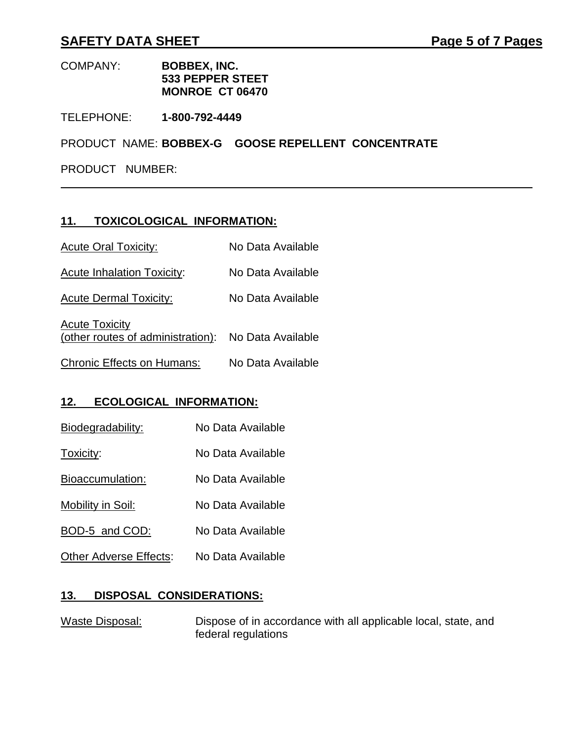COMPANY: **BOBBEX, INC.**
**533 PEPPER STEET**
**MONROE CT 06470**

TELEPHONE: **1-800-792-4449**

PRODUCT NAME: **BOBBEX-G GOOSE REPELLENT CONCENTRATE**

PRODUCT NUMBER:

---

## 11. TOXICOLOGICAL INFORMATION:

Acute Oral Toxicity: No Data Available

Acute Inhalation Toxicity: No Data Available

Acute Dermal Toxicity: No Data Available

Acute Toxicity (other routes of administration): No Data Available

Chronic Effects on Humans: No Data Available

## 12. ECOLOGICAL INFORMATION:

Biodegradability: No Data Available

Toxicity: No Data Available

Bioaccumulation: No Data Available

Mobility in Soil: No Data Available

BOD-5 and COD: No Data Available

Other Adverse Effects: No Data Available

## 13. DISPOSAL CONSIDERATIONS:

Waste Disposal: Dispose of in accordance with all applicable local, state, and federal regulations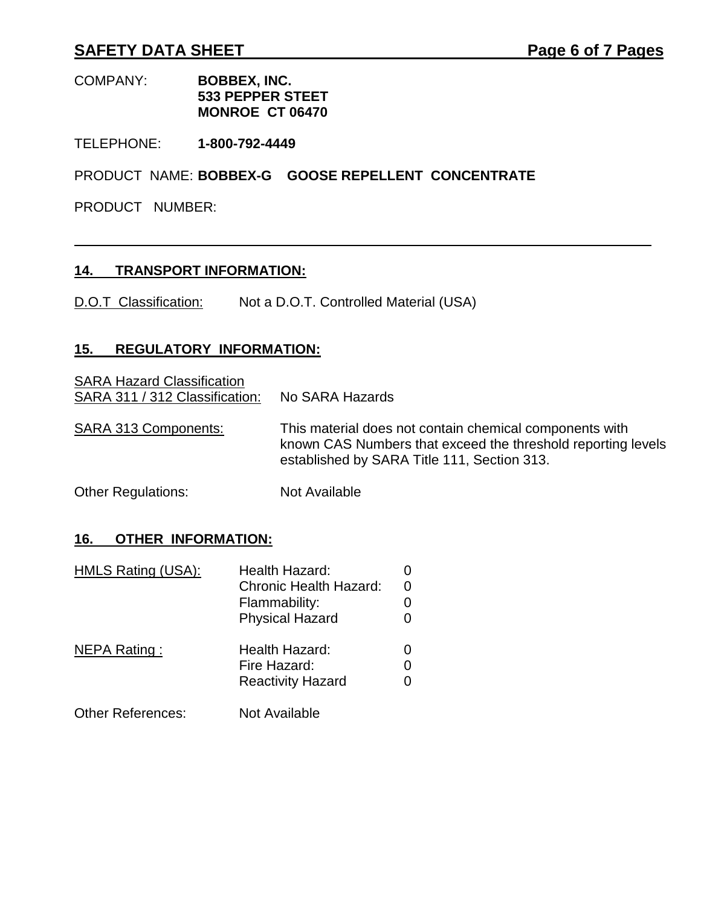COMPANY: **BOBBEX, INC.**
**533 PEPPER STEET**
**MONROE CT 06470**

TELEPHONE: **1-800-792-4449**

PRODUCT NAME: **BOBBEX-G GOOSE REPELLENT CONCENTRATE**

PRODUCT NUMBER:

---

## 14. TRANSPORT INFORMATION:

D.O.T Classification: Not a D.O.T. Controlled Material (USA)

## 15. REGULATORY INFORMATION:

SARA Hazard Classification
SARA 311 / 312 Classification: No SARA Hazards

SARA 313 Components: This material does not contain chemical components with known CAS Numbers that exceed the threshold reporting levels established by SARA Title 111, Section 313.

Other Regulations: Not Available

## 16. OTHER INFORMATION:

| | | |
|---|---|---|
| HMLS Rating (USA): | Health Hazard: | 0 |
| | Chronic Health Hazard: | 0 |
| | Flammability: | 0 |
| | Physical Hazard | 0 |
| NEPA Rating : | Health Hazard: | 0 |
| | Fire Hazard: | 0 |
| | Reactivity Hazard | 0 |

Other References: Not Available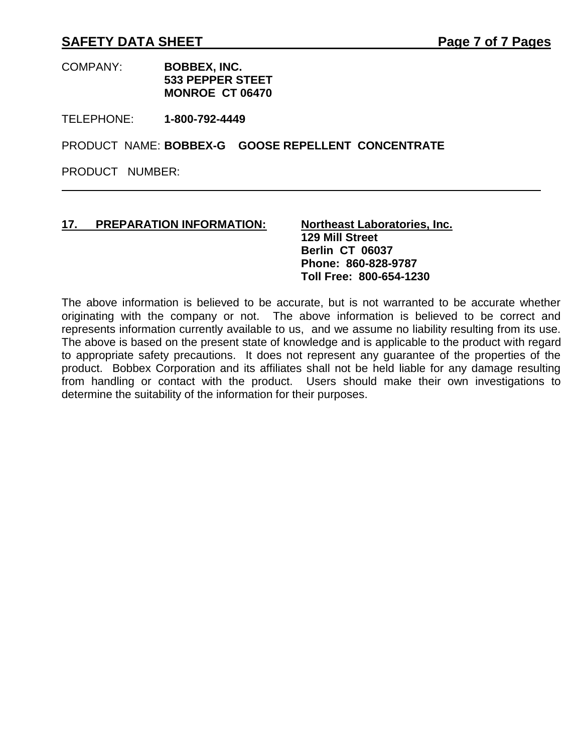COMPANY: **BOBBEX, INC.**
**533 PEPPER STEET**
**MONROE CT 06470**

TELEPHONE: **1-800-792-4449**

PRODUCT NAME: **BOBBEX-G GOOSE REPELLENT CONCENTRATE**

PRODUCT NUMBER:

---

## 17. PREPARATION INFORMATION:

**Northeast Laboratories, Inc.**
**129 Mill Street**
**Berlin CT 06037**
**Phone: 860-828-9787**
**Toll Free: 800-654-1230**

The above information is believed to be accurate, but is not warranted to be accurate whether originating with the company or not. The above information is believed to be correct and represents information currently available to us, and we assume no liability resulting from its use. The above is based on the present state of knowledge and is applicable to the product with regard to appropriate safety precautions. It does not represent any guarantee of the properties of the product. Bobbex Corporation and its affiliates shall not be held liable for any damage resulting from handling or contact with the product. Users should make their own investigations to determine the suitability of the information for their purposes.